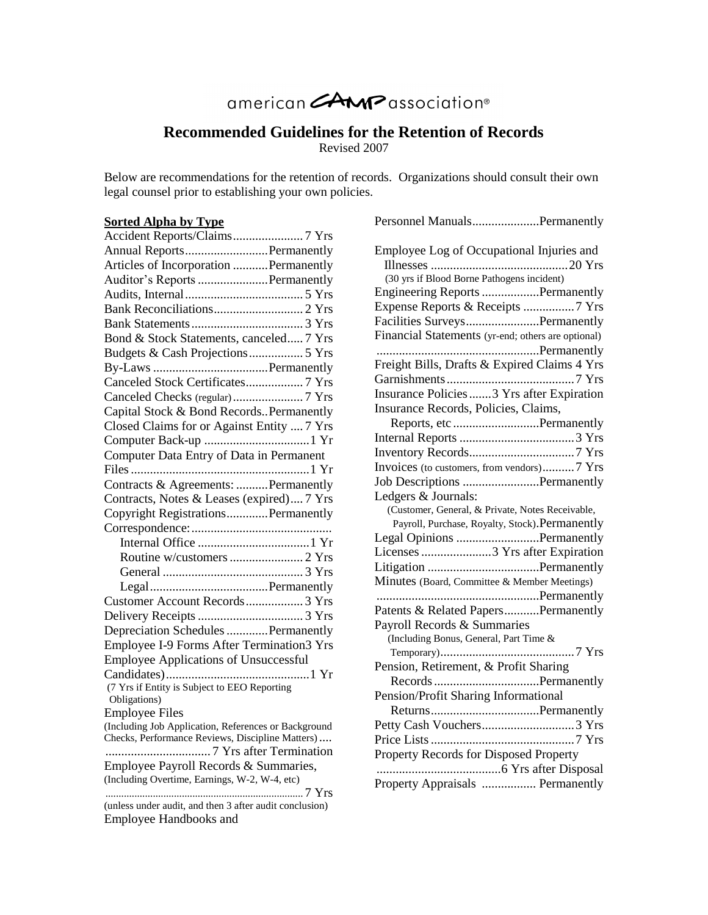american CAMP association®

# Recommended Guidelines for the Retention of Records

Revised 2007

Below are recommendations for the retention of records. Organizations should consult their own legal counsel prior to establishing your own policies.

**Sorted Alpha by Type**

Accident Reports/Claims...................... 7 Yrs
Annual Reports..........................Permanently
Articles of Incorporation ...........Permanently
Auditor's Reports ......................Permanently
Audits, Internal..................................... 5 Yrs
Bank Reconciliations............................ 2 Yrs
Bank Statements................................... 3 Yrs
Bond & Stock Statements, canceled..... 7 Yrs
Budgets & Cash Projections................. 5 Yrs
By-Laws ....................................Permanently
Canceled Stock Certificates.................. 7 Yrs
Canceled Checks (regular)...................... 7 Yrs
Capital Stock & Bond Records..Permanently
Closed Claims for or Against Entity .... 7 Yrs
Computer Back-up .................................1 Yr
Computer Data Entry of Data in Permanent Files........................................................1 Yr
Contracts & Agreements: ..........Permanently
Contracts, Notes & Leases (expired).... 7 Yrs
Copyright Registrations.............Permanently
Correspondence:............................................

- Internal Office ...................................1 Yr
- Routine w/customers ....................... 2 Yrs
- General ............................................ 3 Yrs
- Legal.....................................Permanently

Customer Account Records.................. 3 Yrs
Delivery Receipts ................................. 3 Yrs
Depreciation Schedules .............Permanently
Employee I-9 Forms After Termination3 Yrs
Employee Applications of Unsuccessful Candidates).............................................1 Yr
(7 Yrs if Entity is Subject to EEO Reporting Obligations)
Employee Files
(Including Job Application, References or Background Checks, Performance Reviews, Discipline Matters).... ................................. 7 Yrs after Termination
Employee Payroll Records & Summaries, (Including Overtime, Earnings, W-2, W-4, etc) ......................................................................... 7 Yrs
(unless under audit, and then 3 after audit conclusion)
Employee Handbooks and Personnel Manuals.....................Permanently

Employee Log of Occupational Injuries and Illnesses ...........................................20 Yrs
(30 yrs if Blood Borne Pathogens incident)
Engineering Reports ..................Permanently
Expense Reports & Receipts ................7 Yrs
Facilities Surveys.......................Permanently
Financial Statements (yr-end; others are optional) ...................................................Permanently
Freight Bills, Drafts & Expired Claims 4 Yrs
Garnishments........................................7 Yrs
Insurance Policies.......3 Yrs after Expiration
Insurance Records, Policies, Claims, Reports, etc ...........................Permanently
Internal Reports ....................................3 Yrs
Inventory Records.................................7 Yrs
Invoices (to customers, from vendors)..........7 Yrs
Job Descriptions ........................Permanently
Ledgers & Journals:
(Customer, General, & Private, Notes Receivable, Payroll, Purchase, Royalty, Stock).Permanently
Legal Opinions ..........................Permanently
Licenses ......................3 Yrs after Expiration
Litigation ...................................Permanently
Minutes (Board, Committee & Member Meetings) ...................................................Permanently
Patents & Related Papers...........Permanently
Payroll Records & Summaries
(Including Bonus, General, Part Time & Temporary)...........................................7 Yrs
Pension, Retirement, & Profit Sharing Records.................................Permanently
Pension/Profit Sharing Informational Returns..................................Permanently
Petty Cash Vouchers.............................3 Yrs
Price Lists .............................................7 Yrs
Property Records for Disposed Property .......................................6 Yrs after Disposal
Property Appraisals ................. Permanently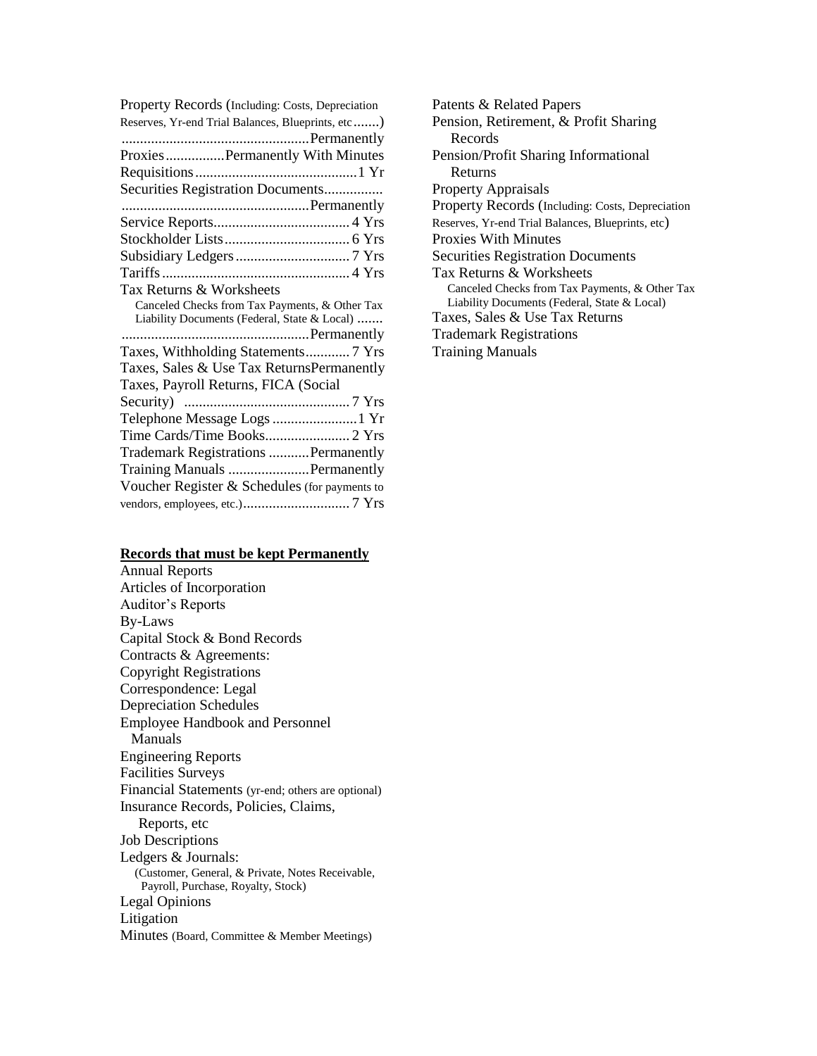Property Records (Including: Costs, Depreciation Reserves, Yr-end Trial Balances, Blueprints, etc.......) ....................................................Permanently
Proxies................Permanently With Minutes
Requisitions...........................................1 Yr
Securities Registration Documents................ ....................................................Permanently
Service Reports.................................... 4 Yrs
Stockholder Lists................................. 6 Yrs
Subsidiary Ledgers.............................. 7 Yrs
Tariffs.................................................. 4 Yrs
Tax Returns & Worksheets
Canceled Checks from Tax Payments, & Other Tax Liability Documents (Federal, State & Local) ....... ....................................................Permanently
Taxes, Withholding Statements........... 7 Yrs
Taxes, Sales & Use Tax ReturnsPermanently
Taxes, Payroll Returns, FICA (Social Security) ............................................ 7 Yrs
Telephone Message Logs......................1 Yr
Time Cards/Time Books...................... 2 Yrs
Trademark Registrations ...........Permanently
Training Manuals ......................Permanently
Voucher Register & Schedules (for payments to vendors, employees, etc.)............................ 7 Yrs

**Records that must be kept Permanently**

Annual Reports
Articles of Incorporation
Auditor's Reports
By-Laws
Capital Stock & Bond Records
Contracts & Agreements:
Copyright Registrations
Correspondence: Legal
Depreciation Schedules
Employee Handbook and Personnel Manuals
Engineering Reports
Facilities Surveys
Financial Statements (yr-end; others are optional)
Insurance Records, Policies, Claims, Reports, etc
Job Descriptions
Ledgers & Journals:
(Customer, General, & Private, Notes Receivable, Payroll, Purchase, Royalty, Stock)
Legal Opinions
Litigation
Minutes (Board, Committee & Member Meetings)
Patents & Related Papers
Pension, Retirement, & Profit Sharing Records
Pension/Profit Sharing Informational Returns
Property Appraisals
Property Records (Including: Costs, Depreciation Reserves, Yr-end Trial Balances, Blueprints, etc)
Proxies With Minutes
Securities Registration Documents
Tax Returns & Worksheets
Canceled Checks from Tax Payments, & Other Tax Liability Documents (Federal, State & Local)
Taxes, Sales & Use Tax Returns
Trademark Registrations
Training Manuals